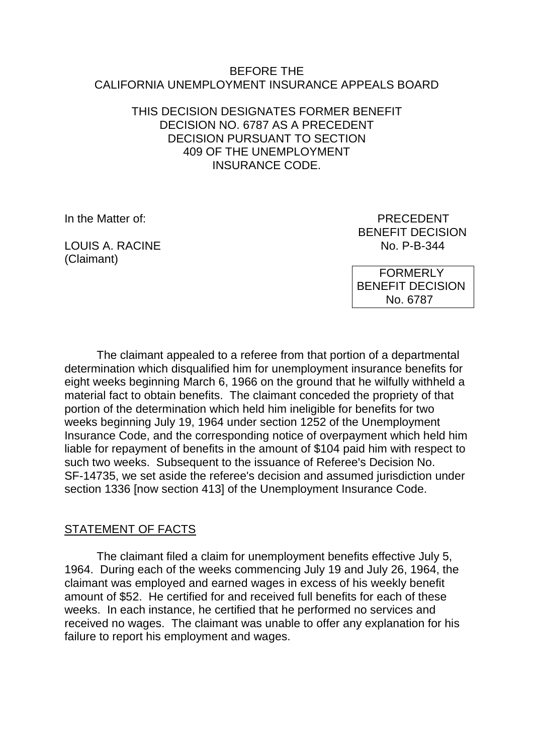BEFORE THE
CALIFORNIA UNEMPLOYMENT INSURANCE APPEALS BOARD

THIS DECISION DESIGNATES FORMER BENEFIT DECISION NO. 6787 AS A PRECEDENT DECISION PURSUANT TO SECTION 409 OF THE UNEMPLOYMENT INSURANCE CODE.

In the Matter of:

LOUIS A. RACINE
(Claimant)

PRECEDENT
BENEFIT DECISION
No. P-B-344

FORMERLY
BENEFIT DECISION
No. 6787

The claimant appealed to a referee from that portion of a departmental determination which disqualified him for unemployment insurance benefits for eight weeks beginning March 6, 1966 on the ground that he wilfully withheld a material fact to obtain benefits. The claimant conceded the propriety of that portion of the determination which held him ineligible for benefits for two weeks beginning July 19, 1964 under section 1252 of the Unemployment Insurance Code, and the corresponding notice of overpayment which held him liable for repayment of benefits in the amount of $104 paid him with respect to such two weeks. Subsequent to the issuance of Referee's Decision No. SF-14735, we set aside the referee's decision and assumed jurisdiction under section 1336 [now section 413] of the Unemployment Insurance Code.

## STATEMENT OF FACTS

The claimant filed a claim for unemployment benefits effective July 5, 1964. During each of the weeks commencing July 19 and July 26, 1964, the claimant was employed and earned wages in excess of his weekly benefit amount of $52. He certified for and received full benefits for each of these weeks. In each instance, he certified that he performed no services and received no wages. The claimant was unable to offer any explanation for his failure to report his employment and wages.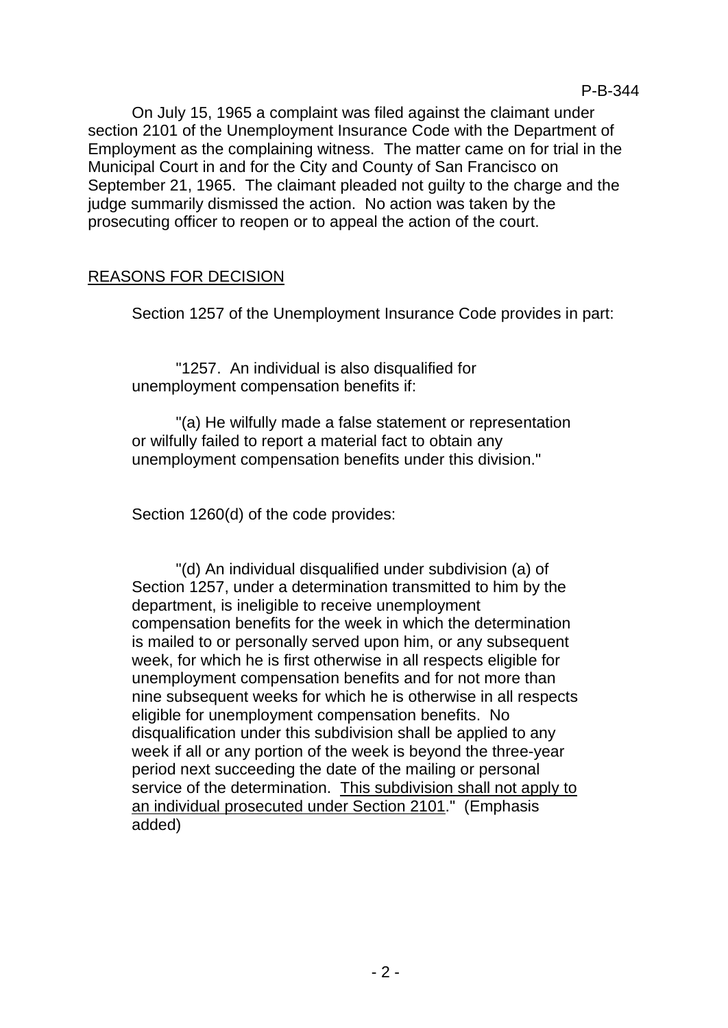On July 15, 1965 a complaint was filed against the claimant under section 2101 of the Unemployment Insurance Code with the Department of Employment as the complaining witness. The matter came on for trial in the Municipal Court in and for the City and County of San Francisco on September 21, 1965. The claimant pleaded not guilty to the charge and the judge summarily dismissed the action. No action was taken by the prosecuting officer to reopen or to appeal the action of the court.

## REASONS FOR DECISION

Section 1257 of the Unemployment Insurance Code provides in part:

> "1257. An individual is also disqualified for unemployment compensation benefits if:
>
> "(a) He wilfully made a false statement or representation or wilfully failed to report a material fact to obtain any unemployment compensation benefits under this division."

Section 1260(d) of the code provides:

> "(d) An individual disqualified under subdivision (a) of Section 1257, under a determination transmitted to him by the department, is ineligible to receive unemployment compensation benefits for the week in which the determination is mailed to or personally served upon him, or any subsequent week, for which he is first otherwise in all respects eligible for unemployment compensation benefits and for not more than nine subsequent weeks for which he is otherwise in all respects eligible for unemployment compensation benefits. No disqualification under this subdivision shall be applied to any week if all or any portion of the week is beyond the three-year period next succeeding the date of the mailing or personal service of the determination. <u>This subdivision shall not apply to an individual prosecuted under Section 2101</u>." (Emphasis added)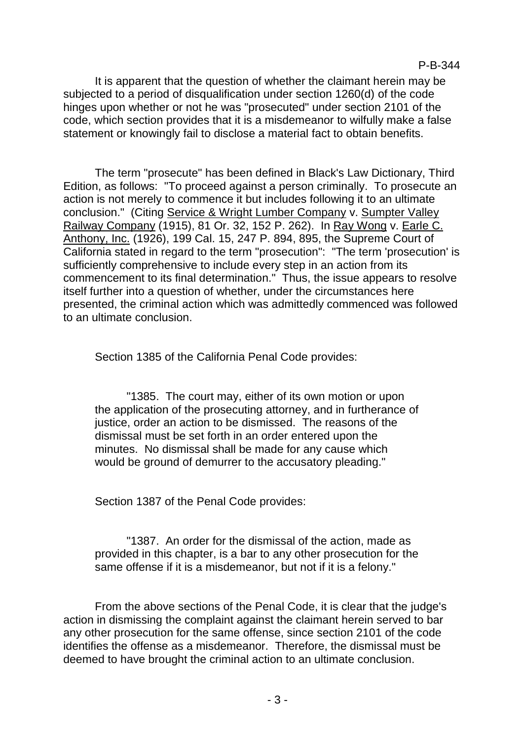It is apparent that the question of whether the claimant herein may be subjected to a period of disqualification under section 1260(d) of the code hinges upon whether or not he was "prosecuted" under section 2101 of the code, which section provides that it is a misdemeanor to wilfully make a false statement or knowingly fail to disclose a material fact to obtain benefits.

The term "prosecute" has been defined in Black's Law Dictionary, Third Edition, as follows: "To proceed against a person criminally. To prosecute an action is not merely to commence it but includes following it to an ultimate conclusion." (Citing Service & Wright Lumber Company v. Sumpter Valley Railway Company (1915), 81 Or. 32, 152 P. 262). In Ray Wong v. Earle C. Anthony, Inc. (1926), 199 Cal. 15, 247 P. 894, 895, the Supreme Court of California stated in regard to the term "prosecution": "The term 'prosecution' is sufficiently comprehensive to include every step in an action from its commencement to its final determination." Thus, the issue appears to resolve itself further into a question of whether, under the circumstances here presented, the criminal action which was admittedly commenced was followed to an ultimate conclusion.

Section 1385 of the California Penal Code provides:

> "1385. The court may, either of its own motion or upon the application of the prosecuting attorney, and in furtherance of justice, order an action to be dismissed. The reasons of the dismissal must be set forth in an order entered upon the minutes. No dismissal shall be made for any cause which would be ground of demurrer to the accusatory pleading."

Section 1387 of the Penal Code provides:

> "1387. An order for the dismissal of the action, made as provided in this chapter, is a bar to any other prosecution for the same offense if it is a misdemeanor, but not if it is a felony."

From the above sections of the Penal Code, it is clear that the judge's action in dismissing the complaint against the claimant herein served to bar any other prosecution for the same offense, since section 2101 of the code identifies the offense as a misdemeanor. Therefore, the dismissal must be deemed to have brought the criminal action to an ultimate conclusion.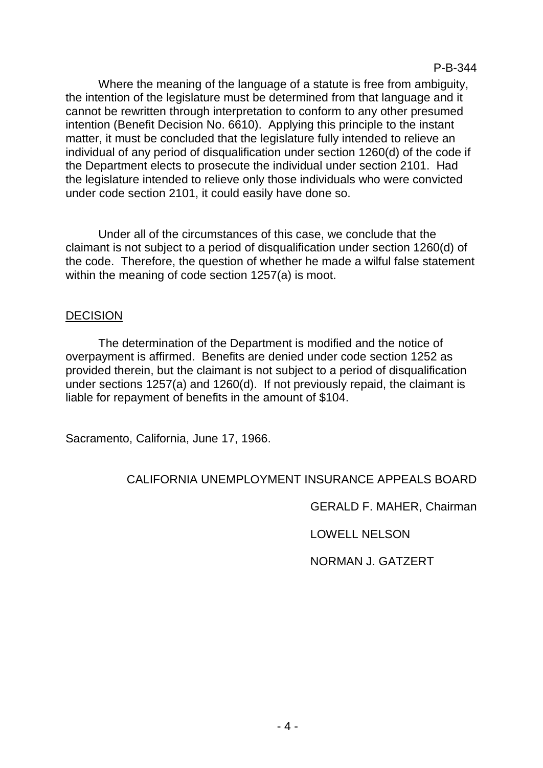Where the meaning of the language of a statute is free from ambiguity, the intention of the legislature must be determined from that language and it cannot be rewritten through interpretation to conform to any other presumed intention (Benefit Decision No. 6610). Applying this principle to the instant matter, it must be concluded that the legislature fully intended to relieve an individual of any period of disqualification under section 1260(d) of the code if the Department elects to prosecute the individual under section 2101. Had the legislature intended to relieve only those individuals who were convicted under code section 2101, it could easily have done so.

Under all of the circumstances of this case, we conclude that the claimant is not subject to a period of disqualification under section 1260(d) of the code. Therefore, the question of whether he made a wilful false statement within the meaning of code section 1257(a) is moot.

## DECISION

The determination of the Department is modified and the notice of overpayment is affirmed. Benefits are denied under code section 1252 as provided therein, but the claimant is not subject to a period of disqualification under sections 1257(a) and 1260(d). If not previously repaid, the claimant is liable for repayment of benefits in the amount of $104.

Sacramento, California, June 17, 1966.

CALIFORNIA UNEMPLOYMENT INSURANCE APPEALS BOARD

GERALD F. MAHER, Chairman

LOWELL NELSON

NORMAN J. GATZERT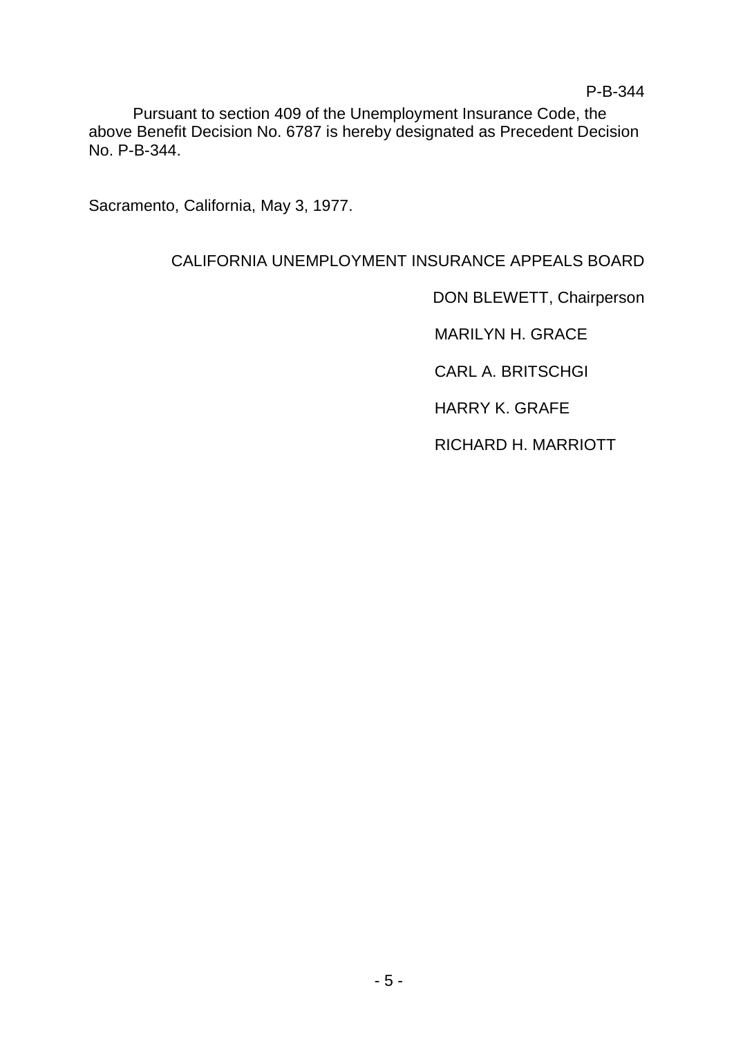P-B-344

Pursuant to section 409 of the Unemployment Insurance Code, the above Benefit Decision No. 6787 is hereby designated as Precedent Decision No. P-B-344.

Sacramento, California, May 3, 1977.

CALIFORNIA UNEMPLOYMENT INSURANCE APPEALS BOARD

DON BLEWETT, Chairperson

MARILYN H. GRACE

CARL A. BRITSCHGI

HARRY K. GRAFE

RICHARD H. MARRIOTT